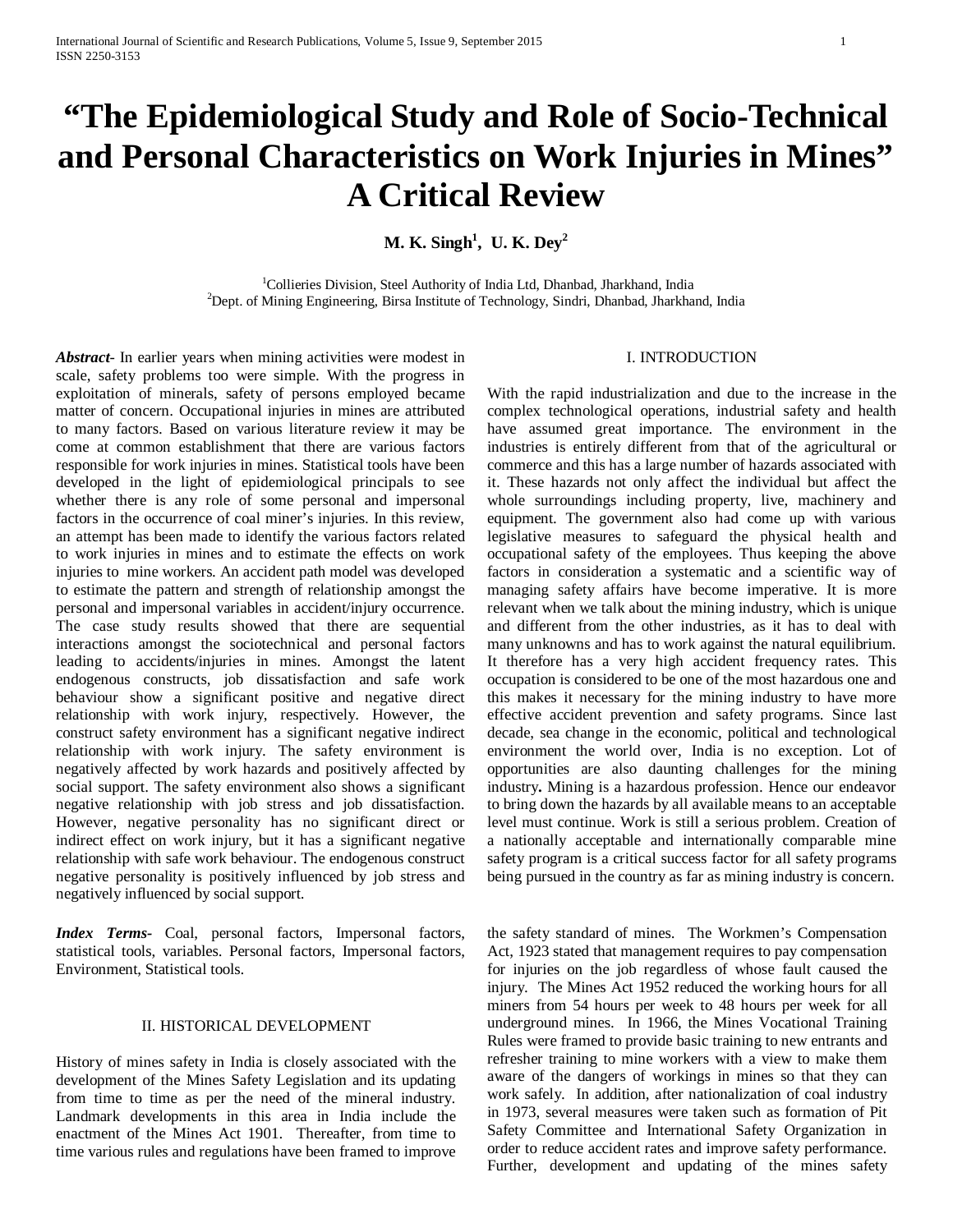# "The Epidemiological Study and Role of Socio-Technical and Personal Characteristics on Work Injuries in Mines" A Critical Review

**M. K. Singh[1], U. K. Dey[2]**

[1]Collieries Division, Steel Authority of India Ltd, Dhanbad, Jharkhand, India
[2]Dept. of Mining Engineering, Birsa Institute of Technology, Sindri, Dhanbad, Jharkhand, India

***Abstract***- In earlier years when mining activities were modest in scale, safety problems too were simple. With the progress in exploitation of minerals, safety of persons employed became matter of concern. Occupational injuries in mines are attributed to many factors. Based on various literature review it may be come at common establishment that there are various factors responsible for work injuries in mines. Statistical tools have been developed in the light of epidemiological principals to see whether there is any role of some personal and impersonal factors in the occurrence of coal miner's injuries. In this review, an attempt has been made to identify the various factors related to work injuries in mines and to estimate the effects on work injuries to mine workers. An accident path model was developed to estimate the pattern and strength of relationship amongst the personal and impersonal variables in accident/injury occurrence. The case study results showed that there are sequential interactions amongst the sociotechnical and personal factors leading to accidents/injuries in mines. Amongst the latent endogenous constructs, job dissatisfaction and safe work behaviour show a significant positive and negative direct relationship with work injury, respectively. However, the construct safety environment has a significant negative indirect relationship with work injury. The safety environment is negatively affected by work hazards and positively affected by social support. The safety environment also shows a significant negative relationship with job stress and job dissatisfaction. However, negative personality has no significant direct or indirect effect on work injury, but it has a significant negative relationship with safe work behaviour. The endogenous construct negative personality is positively influenced by job stress and negatively influenced by social support.

***Index Terms***- Coal, personal factors, Impersonal factors, statistical tools, variables. Personal factors, Impersonal factors, Environment, Statistical tools.

## I. INTRODUCTION

With the rapid industrialization and due to the increase in the complex technological operations, industrial safety and health have assumed great importance. The environment in the industries is entirely different from that of the agricultural or commerce and this has a large number of hazards associated with it. These hazards not only affect the individual but affect the whole surroundings including property, live, machinery and equipment. The government also had come up with various legislative measures to safeguard the physical health and occupational safety of the employees. Thus keeping the above factors in consideration a systematic and a scientific way of managing safety affairs have become imperative. It is more relevant when we talk about the mining industry, which is unique and different from the other industries, as it has to deal with many unknowns and has to work against the natural equilibrium. It therefore has a very high accident frequency rates. This occupation is considered to be one of the most hazardous one and this makes it necessary for the mining industry to have more effective accident prevention and safety programs. Since last decade, sea change in the economic, political and technological environment the world over, India is no exception. Lot of opportunities are also daunting challenges for the mining industry**.** Mining is a hazardous profession. Hence our endeavor to bring down the hazards by all available means to an acceptable level must continue. Work is still a serious problem. Creation of a nationally acceptable and internationally comparable mine safety program is a critical success factor for all safety programs being pursued in the country as far as mining industry is concern.

## II. HISTORICAL DEVELOPMENT

History of mines safety in India is closely associated with the development of the Mines Safety Legislation and its updating from time to time as per the need of the mineral industry. Landmark developments in this area in India include the enactment of the Mines Act 1901. Thereafter, from time to time various rules and regulations have been framed to improve the safety standard of mines. The Workmen's Compensation Act, 1923 stated that management requires to pay compensation for injuries on the job regardless of whose fault caused the injury. The Mines Act 1952 reduced the working hours for all miners from 54 hours per week to 48 hours per week for all underground mines. In 1966, the Mines Vocational Training Rules were framed to provide basic training to new entrants and refresher training to mine workers with a view to make them aware of the dangers of workings in mines so that they can work safely. In addition, after nationalization of coal industry in 1973, several measures were taken such as formation of Pit Safety Committee and International Safety Organization in order to reduce accident rates and improve safety performance. Further, development and updating of the mines safety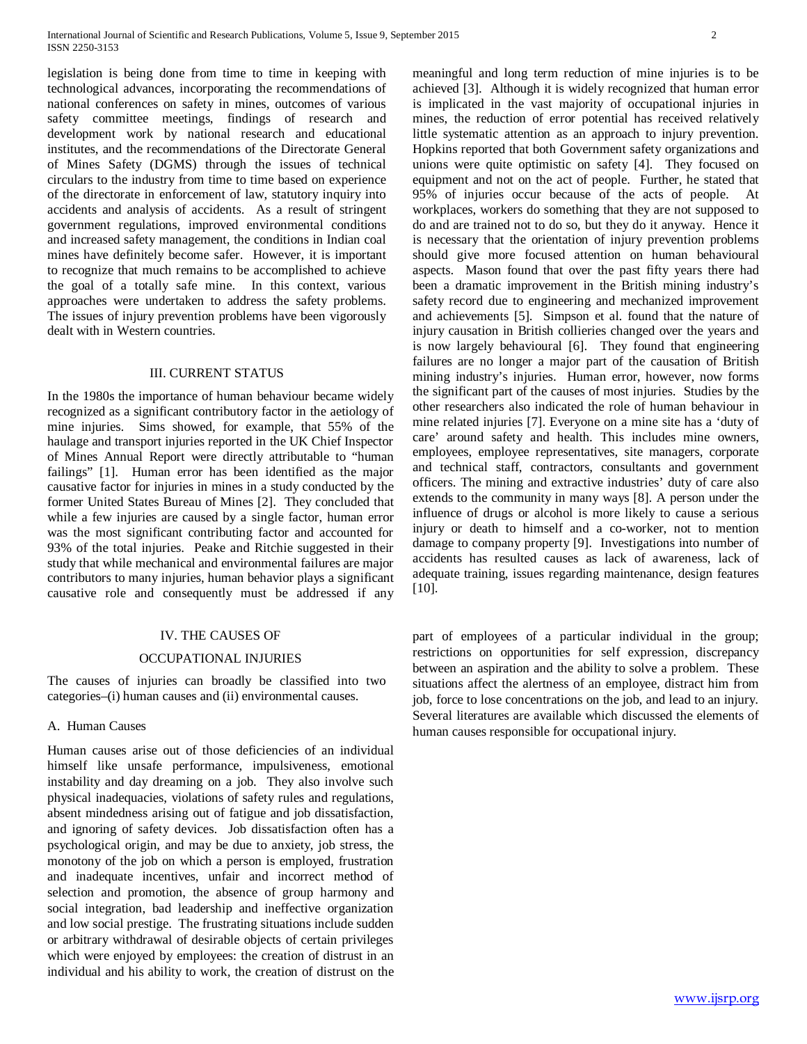legislation is being done from time to time in keeping with technological advances, incorporating the recommendations of national conferences on safety in mines, outcomes of various safety committee meetings, findings of research and development work by national research and educational institutes, and the recommendations of the Directorate General of Mines Safety (DGMS) through the issues of technical circulars to the industry from time to time based on experience of the directorate in enforcement of law, statutory inquiry into accidents and analysis of accidents. As a result of stringent government regulations, improved environmental conditions and increased safety management, the conditions in Indian coal mines have definitely become safer. However, it is important to recognize that much remains to be accomplished to achieve the goal of a totally safe mine. In this context, various approaches were undertaken to address the safety problems. The issues of injury prevention problems have been vigorously dealt with in Western countries.

## III. CURRENT STATUS

In the 1980s the importance of human behaviour became widely recognized as a significant contributory factor in the aetiology of mine injuries. Sims showed, for example, that 55% of the haulage and transport injuries reported in the UK Chief Inspector of Mines Annual Report were directly attributable to "human failings" [1]. Human error has been identified as the major causative factor for injuries in mines in a study conducted by the former United States Bureau of Mines [2]. They concluded that while a few injuries are caused by a single factor, human error was the most significant contributing factor and accounted for 93% of the total injuries. Peake and Ritchie suggested in their study that while mechanical and environmental failures are major contributors to many injuries, human behavior plays a significant causative role and consequently must be addressed if any meaningful and long term reduction of mine injuries is to be achieved [3]. Although it is widely recognized that human error is implicated in the vast majority of occupational injuries in mines, the reduction of error potential has received relatively little systematic attention as an approach to injury prevention. Hopkins reported that both Government safety organizations and unions were quite optimistic on safety [4]. They focused on equipment and not on the act of people. Further, he stated that 95% of injuries occur because of the acts of people. At workplaces, workers do something that they are not supposed to do and are trained not to do so, but they do it anyway. Hence it is necessary that the orientation of injury prevention problems should give more focused attention on human behavioural aspects. Mason found that over the past fifty years there had been a dramatic improvement in the British mining industry's safety record due to engineering and mechanized improvement and achievements [5]. Simpson et al. found that the nature of injury causation in British collieries changed over the years and is now largely behavioural [6]. They found that engineering failures are no longer a major part of the causation of British mining industry's injuries. Human error, however, now forms the significant part of the causes of most injuries. Studies by the other researchers also indicated the role of human behaviour in mine related injuries [7]. Everyone on a mine site has a 'duty of care' around safety and health. This includes mine owners, employees, employee representatives, site managers, corporate and technical staff, contractors, consultants and government officers. The mining and extractive industries' duty of care also extends to the community in many ways [8]. A person under the influence of drugs or alcohol is more likely to cause a serious injury or death to himself and a co-worker, not to mention damage to company property [9]. Investigations into number of accidents has resulted causes as lack of awareness, lack of adequate training, issues regarding maintenance, design features [10].

## IV. THE CAUSES OF OCCUPATIONAL INJURIES

The causes of injuries can broadly be classified into two categories–(i) human causes and (ii) environmental causes.

### A. Human Causes

Human causes arise out of those deficiencies of an individual himself like unsafe performance, impulsiveness, emotional instability and day dreaming on a job. They also involve such physical inadequacies, violations of safety rules and regulations, absent mindedness arising out of fatigue and job dissatisfaction, and ignoring of safety devices. Job dissatisfaction often has a psychological origin, and may be due to anxiety, job stress, the monotony of the job on which a person is employed, frustration and inadequate incentives, unfair and incorrect method of selection and promotion, the absence of group harmony and social integration, bad leadership and ineffective organization and low social prestige. The frustrating situations include sudden or arbitrary withdrawal of desirable objects of certain privileges which were enjoyed by employees: the creation of distrust in an individual and his ability to work, the creation of distrust on the part of employees of a particular individual in the group; restrictions on opportunities for self expression, discrepancy between an aspiration and the ability to solve a problem. These situations affect the alertness of an employee, distract him from job, force to lose concentrations on the job, and lead to an injury. Several literatures are available which discussed the elements of human causes responsible for occupational injury.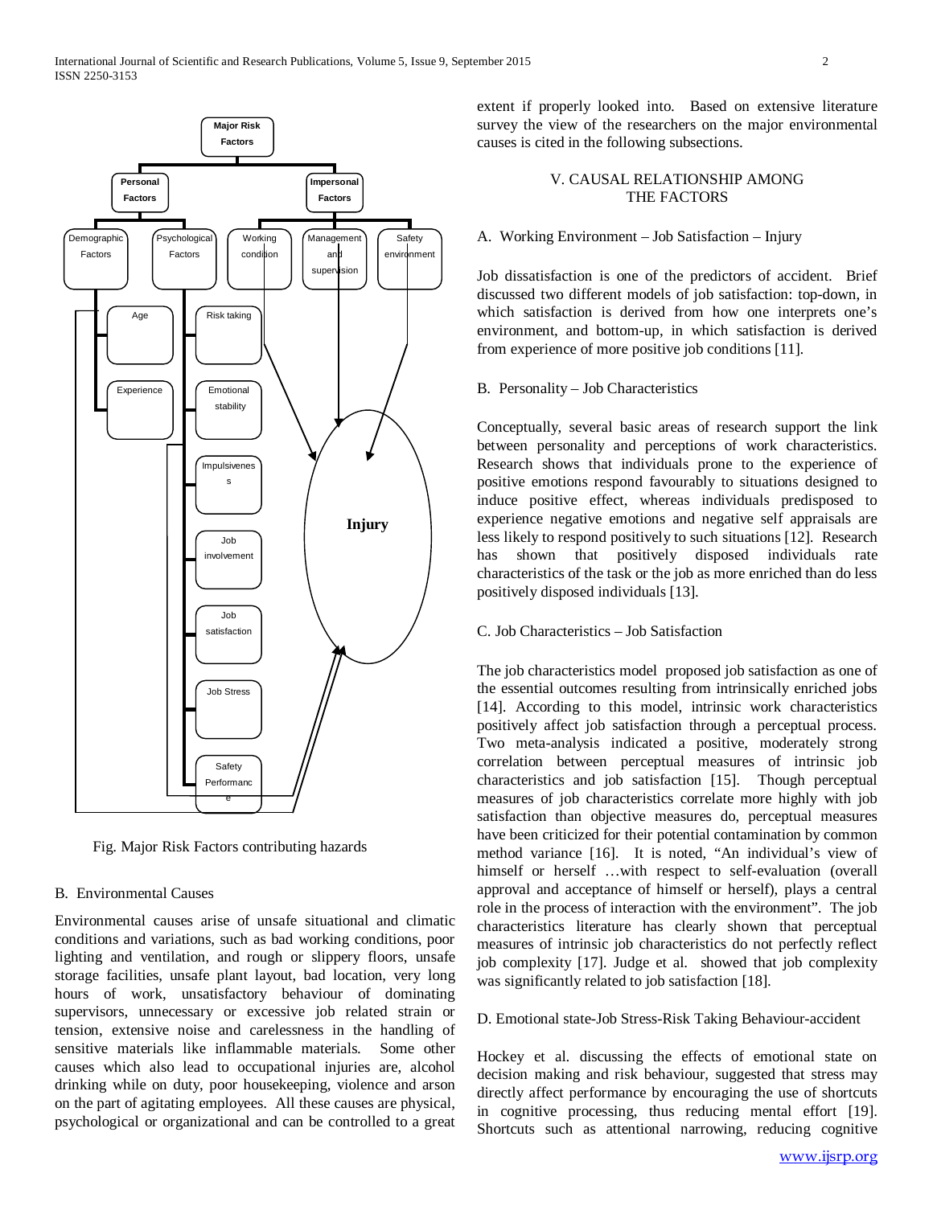Fig. Major Risk Factors contributing hazards

## B. Environmental Causes

Environmental causes arise of unsafe situational and climatic conditions and variations, such as bad working conditions, poor lighting and ventilation, and rough or slippery floors, unsafe storage facilities, unsafe plant layout, bad location, very long hours of work, unsatisfactory behaviour of dominating supervisors, unnecessary or excessive job related strain or tension, extensive noise and carelessness in the handling of sensitive materials like inflammable materials. Some other causes which also lead to occupational injuries are, alcohol drinking while on duty, poor housekeeping, violence and arson on the part of agitating employees. All these causes are physical, psychological or organizational and can be controlled to a great extent if properly looked into. Based on extensive literature survey the view of the researchers on the major environmental causes is cited in the following subsections.

# V. CAUSAL RELATIONSHIP AMONG THE FACTORS

## A. Working Environment – Job Satisfaction – Injury

Job dissatisfaction is one of the predictors of accident. Brief discussed two different models of job satisfaction: top-down, in which satisfaction is derived from how one interprets one's environment, and bottom-up, in which satisfaction is derived from experience of more positive job conditions [11].

## B. Personality – Job Characteristics

Conceptually, several basic areas of research support the link between personality and perceptions of work characteristics. Research shows that individuals prone to the experience of positive emotions respond favourably to situations designed to induce positive effect, whereas individuals predisposed to experience negative emotions and negative self appraisals are less likely to respond positively to such situations [12]. Research has shown that positively disposed individuals rate characteristics of the task or the job as more enriched than do less positively disposed individuals [13].

## C. Job Characteristics – Job Satisfaction

The job characteristics model proposed job satisfaction as one of the essential outcomes resulting from intrinsically enriched jobs [14]. According to this model, intrinsic work characteristics positively affect job satisfaction through a perceptual process. Two meta-analysis indicated a positive, moderately strong correlation between perceptual measures of intrinsic job characteristics and job satisfaction [15]. Though perceptual measures of job characteristics correlate more highly with job satisfaction than objective measures do, perceptual measures have been criticized for their potential contamination by common method variance [16]. It is noted, "An individual's view of himself or herself …with respect to self-evaluation (overall approval and acceptance of himself or herself), plays a central role in the process of interaction with the environment". The job characteristics literature has clearly shown that perceptual measures of intrinsic job characteristics do not perfectly reflect job complexity [17]. Judge et al. showed that job complexity was significantly related to job satisfaction [18].

## D. Emotional state-Job Stress-Risk Taking Behaviour-accident

Hockey et al. discussing the effects of emotional state on decision making and risk behaviour, suggested that stress may directly affect performance by encouraging the use of shortcuts in cognitive processing, thus reducing mental effort [19]. Shortcuts such as attentional narrowing, reducing cognitive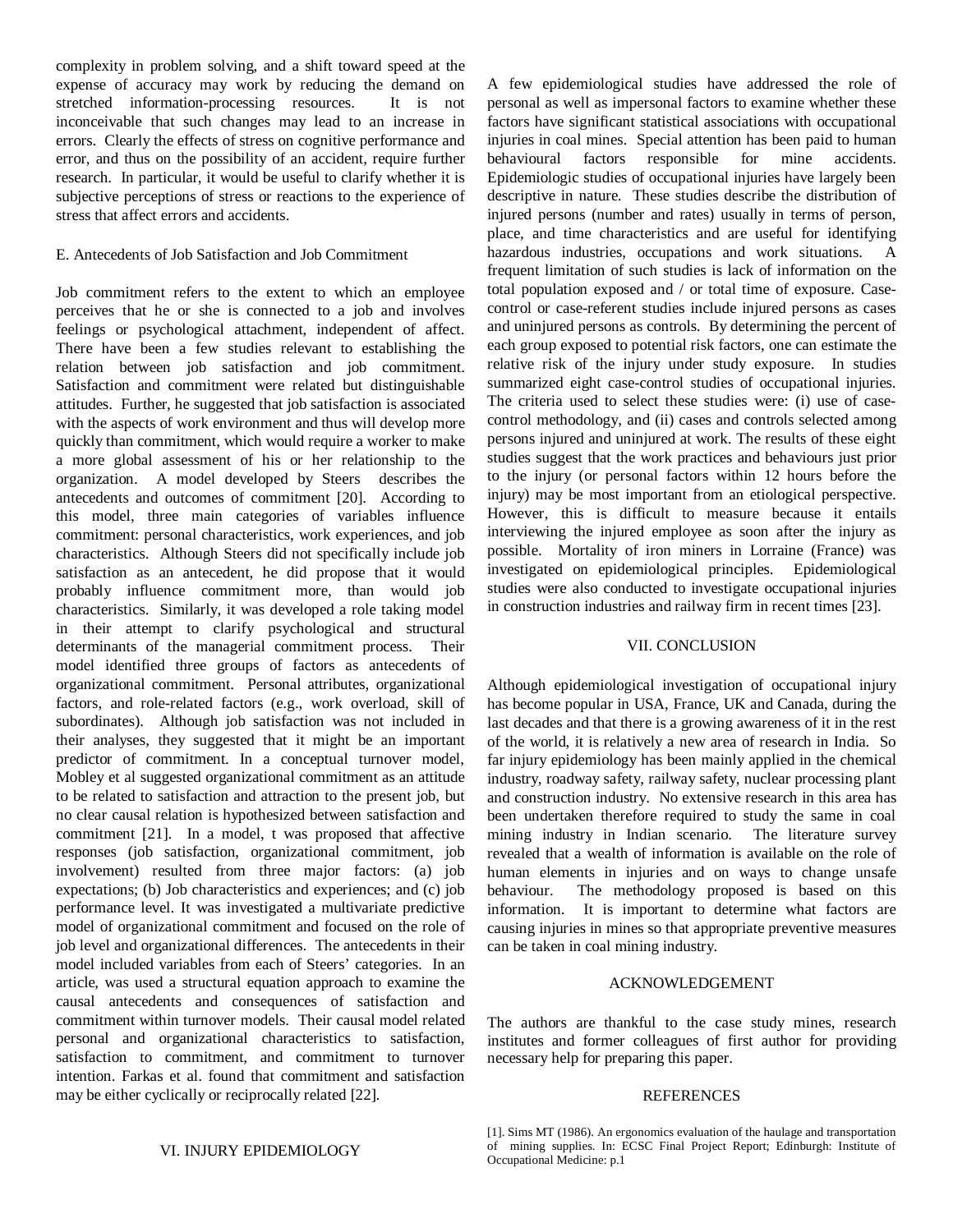complexity in problem solving, and a shift toward speed at the expense of accuracy may work by reducing the demand on stretched information-processing resources. It is not inconceivable that such changes may lead to an increase in errors. Clearly the effects of stress on cognitive performance and error, and thus on the possibility of an accident, require further research. In particular, it would be useful to clarify whether it is subjective perceptions of stress or reactions to the experience of stress that affect errors and accidents.

### E. Antecedents of Job Satisfaction and Job Commitment

Job commitment refers to the extent to which an employee perceives that he or she is connected to a job and involves feelings or psychological attachment, independent of affect. There have been a few studies relevant to establishing the relation between job satisfaction and job commitment. Satisfaction and commitment were related but distinguishable attitudes. Further, he suggested that job satisfaction is associated with the aspects of work environment and thus will develop more quickly than commitment, which would require a worker to make a more global assessment of his or her relationship to the organization. A model developed by Steers describes the antecedents and outcomes of commitment [20]. According to this model, three main categories of variables influence commitment: personal characteristics, work experiences, and job characteristics. Although Steers did not specifically include job satisfaction as an antecedent, he did propose that it would probably influence commitment more, than would job characteristics. Similarly, it was developed a role taking model in their attempt to clarify psychological and structural determinants of the managerial commitment process. Their model identified three groups of factors as antecedents of organizational commitment. Personal attributes, organizational factors, and role-related factors (e.g., work overload, skill of subordinates). Although job satisfaction was not included in their analyses, they suggested that it might be an important predictor of commitment. In a conceptual turnover model, Mobley et al suggested organizational commitment as an attitude to be related to satisfaction and attraction to the present job, but no clear causal relation is hypothesized between satisfaction and commitment [21]. In a model, t was proposed that affective responses (job satisfaction, organizational commitment, job involvement) resulted from three major factors: (a) job expectations; (b) Job characteristics and experiences; and (c) job performance level. It was investigated a multivariate predictive model of organizational commitment and focused on the role of job level and organizational differences. The antecedents in their model included variables from each of Steers' categories. In an article, was used a structural equation approach to examine the causal antecedents and consequences of satisfaction and commitment within turnover models. Their causal model related personal and organizational characteristics to satisfaction, satisfaction to commitment, and commitment to turnover intention. Farkas et al. found that commitment and satisfaction may be either cyclically or reciprocally related [22].

## VI. INJURY EPIDEMIOLOGY

A few epidemiological studies have addressed the role of personal as well as impersonal factors to examine whether these factors have significant statistical associations with occupational injuries in coal mines. Special attention has been paid to human behavioural factors responsible for mine accidents. Epidemiologic studies of occupational injuries have largely been descriptive in nature. These studies describe the distribution of injured persons (number and rates) usually in terms of person, place, and time characteristics and are useful for identifying hazardous industries, occupations and work situations. A frequent limitation of such studies is lack of information on the total population exposed and / or total time of exposure. Case-control or case-referent studies include injured persons as cases and uninjured persons as controls. By determining the percent of each group exposed to potential risk factors, one can estimate the relative risk of the injury under study exposure. In studies summarized eight case-control studies of occupational injuries. The criteria used to select these studies were: (i) use of case-control methodology, and (ii) cases and controls selected among persons injured and uninjured at work. The results of these eight studies suggest that the work practices and behaviours just prior to the injury (or personal factors within 12 hours before the injury) may be most important from an etiological perspective. However, this is difficult to measure because it entails interviewing the injured employee as soon after the injury as possible. Mortality of iron miners in Lorraine (France) was investigated on epidemiological principles. Epidemiological studies were also conducted to investigate occupational injuries in construction industries and railway firm in recent times [23].

## VII. CONCLUSION

Although epidemiological investigation of occupational injury has become popular in USA, France, UK and Canada, during the last decades and that there is a growing awareness of it in the rest of the world, it is relatively a new area of research in India. So far injury epidemiology has been mainly applied in the chemical industry, roadway safety, railway safety, nuclear processing plant and construction industry. No extensive research in this area has been undertaken therefore required to study the same in coal mining industry in Indian scenario. The literature survey revealed that a wealth of information is available on the role of human elements in injuries and on ways to change unsafe behaviour. The methodology proposed is based on this information. It is important to determine what factors are causing injuries in mines so that appropriate preventive measures can be taken in coal mining industry.

## ACKNOWLEDGEMENT

The authors are thankful to the case study mines, research institutes and former colleagues of first author for providing necessary help for preparing this paper.

## REFERENCES

[1]. Sims MT (1986). An ergonomics evaluation of the haulage and transportation of mining supplies. In: ECSC Final Project Report; Edinburgh: Institute of Occupational Medicine: p.1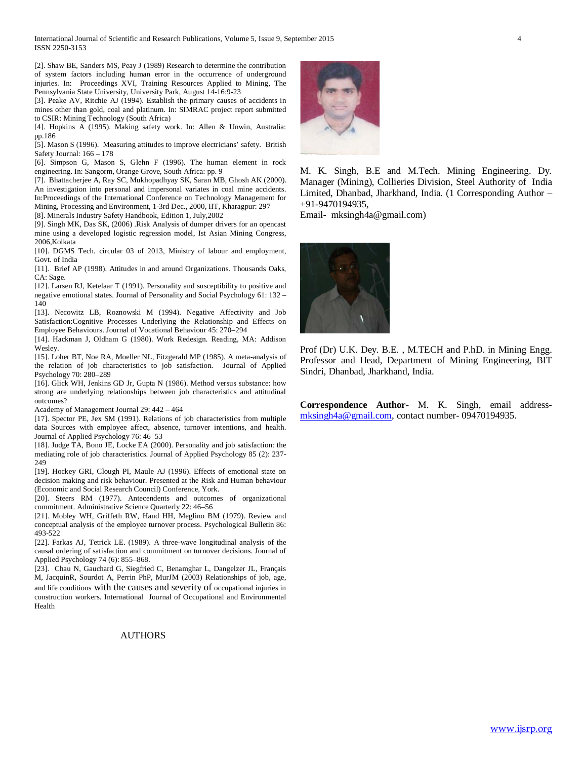[2]. Shaw BE, Sanders MS, Peay J (1989) Research to determine the contribution of system factors including human error in the occurrence of underground injuries. In: Proceedings XVI, Training Resources Applied to Mining, The Pennsylvania State University, University Park, August 14-16:9-23

[3]. Peake AV, Ritchie AJ (1994). Establish the primary causes of accidents in mines other than gold, coal and platinum. In: SIMRAC project report submitted to CSIR: Mining Technology (South Africa)

[4]. Hopkins A (1995). Making safety work. In: Allen & Unwin, Australia: pp.186

[5]. Mason S (1996). Measuring attitudes to improve electricians' safety. British Safety Journal: 166 – 178

[6]. Simpson G, Mason S, Glehn F (1996). The human element in rock engineering. In: Sangorm, Orange Grove, South Africa: pp. 9

[7]. Bhattacherjee A, Ray SC, Mukhopadhyay SK, Saran MB, Ghosh AK (2000). An investigation into personal and impersonal variates in coal mine accidents. In:Proceedings of the International Conference on Technology Management for Mining, Processing and Environment, 1-3rd Dec., 2000, IIT, Kharagpur: 297

[8]. Minerals Industry Safety Handbook, Edition 1, July,2002

[9]. Singh MK, Das SK, (2006) .Risk Analysis of dumper drivers for an opencast mine using a developed logistic regression model, Ist Asian Mining Congress, 2006,Kolkata

[10]. DGMS Tech. circular 03 of 2013, Ministry of labour and employment, Govt. of India

[11]. Brief AP (1998). Attitudes in and around Organizations. Thousands Oaks, CA: Sage.

[12]. Larsen RJ, Ketelaar T (1991). Personality and susceptibility to positive and negative emotional states. Journal of Personality and Social Psychology 61: 132 – 140

[13]. Necowitz LB, Roznowski M (1994). Negative Affectivity and Job Satisfaction:Cognitive Processes Underlying the Relationship and Effects on Employee Behaviours. Journal of Vocational Behaviour 45: 270–294

[14]. Hackman J, Oldham G (1980). Work Redesign. Reading, MA: Addison Wesley.

[15]. Loher BT, Noe RA, Moeller NL, Fitzgerald MP (1985). A meta-analysis of the relation of job characteristics to job satisfaction. Journal of Applied Psychology 70: 280–289

[16]. Glick WH, Jenkins GD Jr, Gupta N (1986). Method versus substance: how strong are underlying relationships between job characteristics and attitudinal outcomes?
Academy of Management Journal 29: 442 – 464

[17]. Spector PE, Jex SM (1991). Relations of job characteristics from multiple data Sources with employee affect, absence, turnover intentions, and health. Journal of Applied Psychology 76: 46–53

[18]. Judge TA, Bono JE, Locke EA (2000). Personality and job satisfaction: the mediating role of job characteristics. Journal of Applied Psychology 85 (2): 237-249

[19]. Hockey GRI, Clough PI, Maule AJ (1996). Effects of emotional state on decision making and risk behaviour. Presented at the Risk and Human behaviour (Economic and Social Research Council) Conference, York.

[20]. Steers RM (1977). Antecendents and outcomes of organizational commitment. Administrative Science Quarterly 22: 46–56

[21]. Mobley WH, Griffeth RW, Hand HH, Meglino BM (1979). Review and conceptual analysis of the employee turnover process. Psychological Bulletin 86: 493-522

[22]. Farkas AJ, Tetrick LE. (1989). A three-wave longitudinal analysis of the causal ordering of satisfaction and commitment on turnover decisions. Journal of Applied Psychology 74 (6): 855–868.

[23]. Chau N, Gauchard G, Siegfried C, Benamghar L, Dangelzer JL, Français M, JacquinR, Sourdot A, Perrin PhP, MurJM (2003) Relationships of job, age, and life conditions with the causes and severity of occupational injuries in construction workers. International Journal of Occupational and Environmental Health

## AUTHORS

M. K. Singh, B.E and M.Tech. Mining Engineering. Dy. Manager (Mining), Collieries Division, Steel Authority of India Limited, Dhanbad, Jharkhand, India. (1 Corresponding Author – +91-9470194935,
Email- mksingh4a@gmail.com)

Prof (Dr) U.K. Dey. B.E. , M.TECH and P.hD. in Mining Engg. Professor and Head, Department of Mining Engineering, BIT Sindri, Dhanbad, Jharkhand, India.

**Correspondence Author**- M. K. Singh, email address- mksingh4a@gmail.com, contact number- 09470194935.